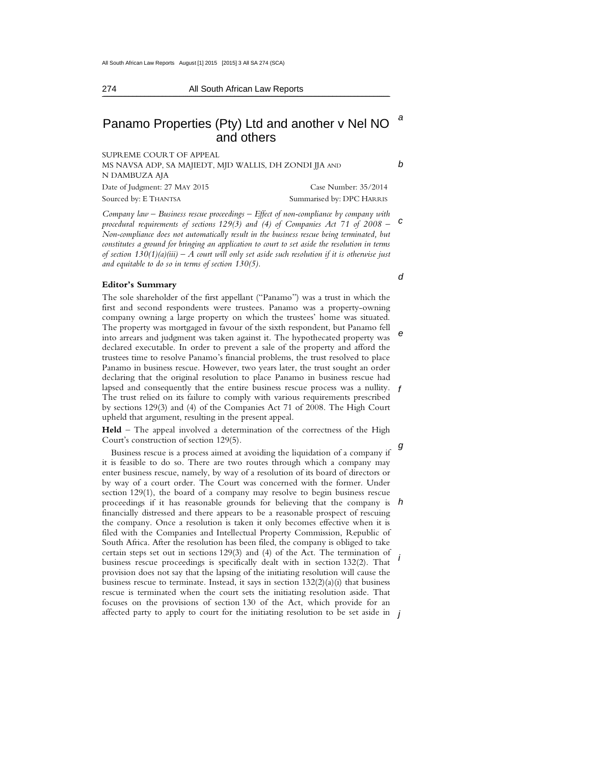# Panamo Properties (Pty) Ltd and another v Nel NO and others

SUPREME COURT OF APPEAL
MS NAVSA ADP, SA MAJIEDT, MJD WALLIS, DH ZONDI JJA AND N DAMBUZA AJA

Date of Judgment: 27 MAY 2015 — Case Number: 35/2014

Sourced by: E THANTSA — Summarised by: DPC HARRIS

*Company law – Business rescue proceedings – Effect of non-compliance by company with procedural requirements of sections 129(3) and (4) of Companies Act 71 of 2008 – Non-compliance does not automatically result in the business rescue being terminated, but constitutes a ground for bringing an application to court to set aside the resolution in terms of section 130(1)(a)(iii) – A court will only set aside such resolution if it is otherwise just and equitable to do so in terms of section 130(5).*

**Editor's Summary**

The sole shareholder of the first appellant ("Panamo") was a trust in which the first and second respondents were trustees. Panamo was a property-owning company owning a large property on which the trustees' home was situated. The property was mortgaged in favour of the sixth respondent, but Panamo fell into arrears and judgment was taken against it. The hypothecated property was declared executable. In order to prevent a sale of the property and afford the trustees time to resolve Panamo's financial problems, the trust resolved to place Panamo in business rescue. However, two years later, the trust sought an order declaring that the original resolution to place Panamo in business rescue had lapsed and consequently that the entire business rescue process was a nullity. The trust relied on its failure to comply with various requirements prescribed by sections 129(3) and (4) of the Companies Act 71 of 2008. The High Court upheld that argument, resulting in the present appeal.

**Held** – The appeal involved a determination of the correctness of the High Court's construction of section 129(5).

Business rescue is a process aimed at avoiding the liquidation of a company if it is feasible to do so. There are two routes through which a company may enter business rescue, namely, by way of a resolution of its board of directors or by way of a court order. The Court was concerned with the former. Under section 129(1), the board of a company may resolve to begin business rescue proceedings if it has reasonable grounds for believing that the company is financially distressed and there appears to be a reasonable prospect of rescuing the company. Once a resolution is taken it only becomes effective when it is filed with the Companies and Intellectual Property Commission, Republic of South Africa. After the resolution has been filed, the company is obliged to take certain steps set out in sections 129(3) and (4) of the Act. The termination of business rescue proceedings is specifically dealt with in section 132(2). That provision does not say that the lapsing of the initiating resolution will cause the business rescue to terminate. Instead, it says in section 132(2)(a)(i) that business rescue is terminated when the court sets the initiating resolution aside. That focuses on the provisions of section 130 of the Act, which provide for an affected party to apply to court for the initiating resolution to be set aside in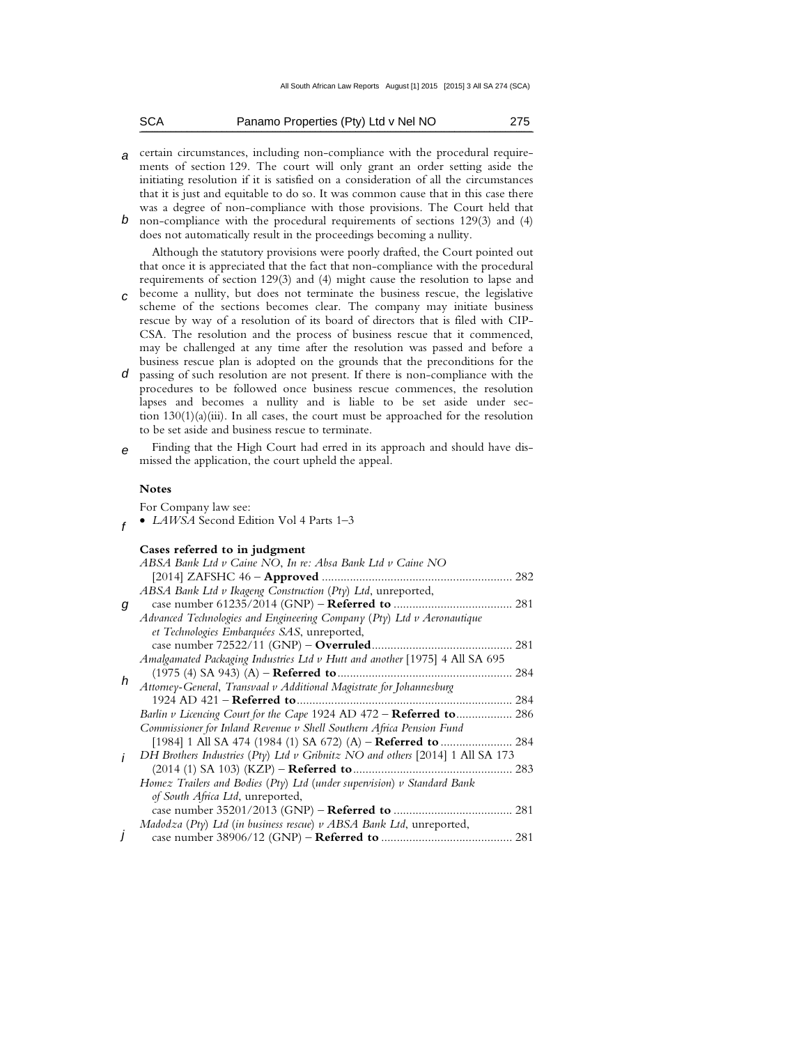certain circumstances, including non-compliance with the procedural requirements of section 129. The court will only grant an order setting aside the initiating resolution if it is satisfied on a consideration of all the circumstances that it is just and equitable to do so. It was common cause that in this case there was a degree of non-compliance with those provisions. The Court held that non-compliance with the procedural requirements of sections 129(3) and (4) does not automatically result in the proceedings becoming a nullity.

Although the statutory provisions were poorly drafted, the Court pointed out that once it is appreciated that the fact that non-compliance with the procedural requirements of section 129(3) and (4) might cause the resolution to lapse and become a nullity, but does not terminate the business rescue, the legislative scheme of the sections becomes clear. The company may initiate business rescue by way of a resolution of its board of directors that is filed with CIPCSA. The resolution and the process of business rescue that it commenced, may be challenged at any time after the resolution was passed and before a business rescue plan is adopted on the grounds that the preconditions for the passing of such resolution are not present. If there is non-compliance with the procedures to be followed once business rescue commences, the resolution lapses and becomes a nullity and is liable to be set aside under section 130(1)(a)(iii). In all cases, the court must be approached for the resolution to be set aside and business rescue to terminate.

Finding that the High Court had erred in its approach and should have dismissed the application, the court upheld the appeal.

**Notes**

For Company law see:

- *LAWSA* Second Edition Vol 4 Parts 1–3

**Cases referred to in judgment**

*ABSA Bank Ltd v Caine NO, In re: Absa Bank Ltd v Caine NO* [2014] ZAFSHC 46 – **Approved** .... 282

*ABSA Bank Ltd v Ikageng Construction (Pty) Ltd*, unreported, case number 61235/2014 (GNP) – **Referred to** .... 281

*Advanced Technologies and Engineering Company (Pty) Ltd v Aeronautique et Technologies Embarquées SAS*, unreported, case number 72522/11 (GNP) – **Overruled** .... 281

*Amalgamated Packaging Industries Ltd v Hutt and another* [1975] 4 All SA 695 (1975 (4) SA 943) (A) – **Referred to** .... 284

*Attorney-General, Transvaal v Additional Magistrate for Johannesburg* 1924 AD 421 – **Referred to** .... 284

*Barlin v Licencing Court for the Cape* 1924 AD 472 – **Referred to** .... 286

*Commissioner for Inland Revenue v Shell Southern Africa Pension Fund* [1984] 1 All SA 474 (1984 (1) SA 672) (A) – **Referred to** .... 284

*DH Brothers Industries (Pty) Ltd v Gribnitz NO and others* [2014] 1 All SA 173 (2014 (1) SA 103) (KZP) – **Referred to** .... 283

*Homez Trailers and Bodies (Pty) Ltd (under supervision) v Standard Bank of South Africa Ltd*, unreported, case number 35201/2013 (GNP) – **Referred to** .... 281

*Madodza (Pty) Ltd (in business rescue) v ABSA Bank Ltd*, unreported, case number 38906/12 (GNP) – **Referred to** .... 281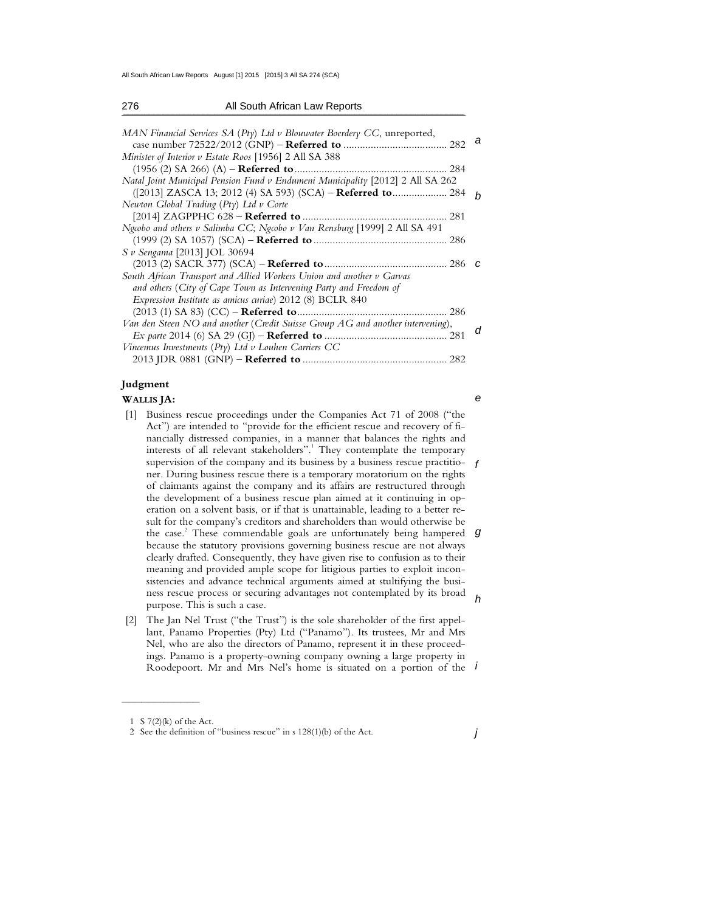*MAN Financial Services SA (Pty) Ltd v Blouwater Boerdery CC*, unreported, case number 72522/2012 (GNP) – **Referred to** ...................................... 282

*Minister of Interior v Estate Roos* [1956] 2 All SA 388 (1956 (2) SA 266) (A) – **Referred to** ........................................................ 284

*Natal Joint Municipal Pension Fund v Endumeni Municipality* [2012] 2 All SA 262 ([2013] ZASCA 13; 2012 (4) SA 593) (SCA) – **Referred to**.................... 284

*Newton Global Trading (Pty) Ltd v Corte* [2014] ZAGPPHC 628 – **Referred to** ..................................................... 281

*Ngcobo and others v Salimba CC; Ngcobo v Van Rensburg* [1999] 2 All SA 491 (1999 (2) SA 1057) (SCA) – **Referred to** ................................................. 286

*S v Sengama* [2013] JOL 30694 (2013 (2) SACR 377) (SCA) – **Referred to** ............................................. 286

*South African Transport and Allied Workers Union and another v Garvas and others (City of Cape Town as Intervening Party and Freedom of Expression Institute as amicus curiae)* 2012 (8) BCLR 840 (2013 (1) SA 83) (CC) – **Referred to** ....................................................... 286

*Van den Steen NO and another (Credit Suisse Group AG and another intervening), Ex parte* 2014 (6) SA 29 (GJ) – **Referred to** ............................................. 281

*Vincemus Investments (Pty) Ltd v Louhen Carriers CC* 2013 JDR 0881 (GNP) – **Referred to** ..................................................... 282

## Judgment

**WALLIS JA:**

[1] Business rescue proceedings under the Companies Act 71 of 2008 ("the Act") are intended to "provide for the efficient rescue and recovery of financially distressed companies, in a manner that balances the rights and interests of all relevant stakeholders".[1] They contemplate the temporary supervision of the company and its business by a business rescue practitioner. During business rescue there is a temporary moratorium on the rights of claimants against the company and its affairs are restructured through the development of a business rescue plan aimed at it continuing in operation on a solvent basis, or if that is unattainable, leading to a better result for the company's creditors and shareholders than would otherwise be the case.[2] These commendable goals are unfortunately being hampered because the statutory provisions governing business rescue are not always clearly drafted. Consequently, they have given rise to confusion as to their meaning and provided ample scope for litigious parties to exploit inconsistencies and advance technical arguments aimed at stultifying the business rescue process or securing advantages not contemplated by its broad purpose. This is such a case.

[2] The Jan Nel Trust ("the Trust") is the sole shareholder of the first appellant, Panamo Properties (Pty) Ltd ("Panamo"). Its trustees, Mr and Mrs Nel, who are also the directors of Panamo, represent it in these proceedings. Panamo is a property-owning company owning a large property in Roodepoort. Mr and Mrs Nel's home is situated on a portion of the

---

1 S 7(2)(k) of the Act.

2 See the definition of "business rescue" in s 128(1)(b) of the Act.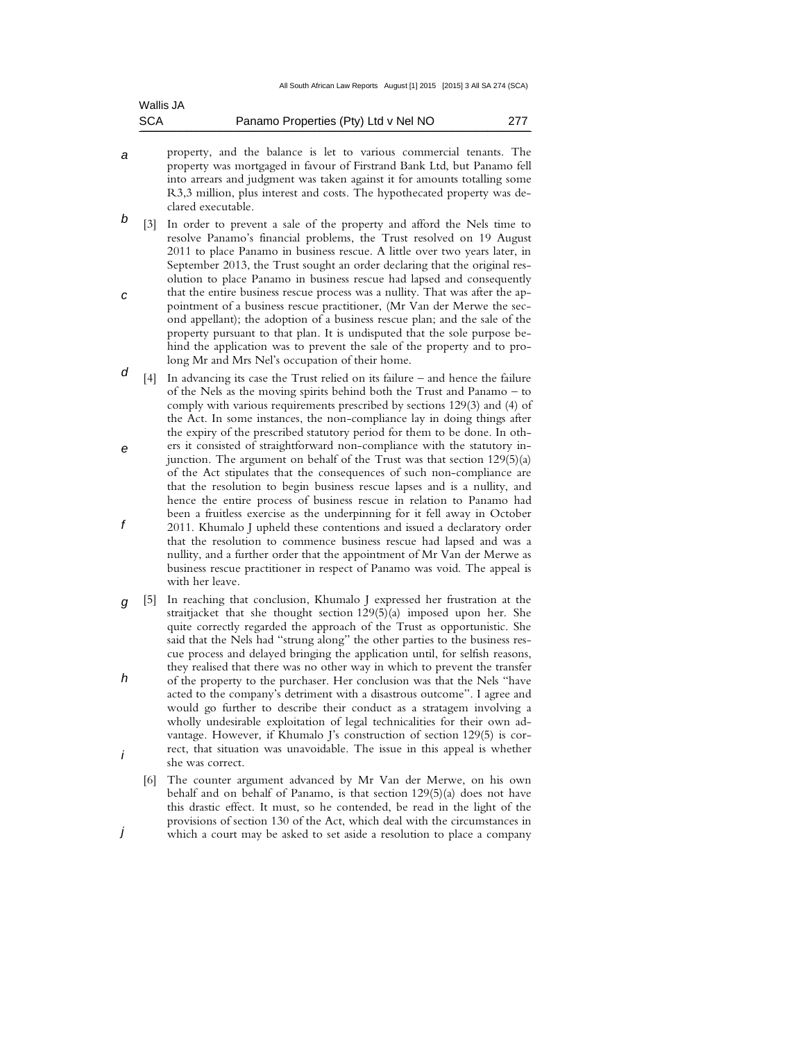property, and the balance is let to various commercial tenants. The property was mortgaged in favour of Firstrand Bank Ltd, but Panamo fell into arrears and judgment was taken against it for amounts totalling some R3,3 million, plus interest and costs. The hypothecated property was declared executable.

[3] In order to prevent a sale of the property and afford the Nels time to resolve Panamo's financial problems, the Trust resolved on 19 August 2011 to place Panamo in business rescue. A little over two years later, in September 2013, the Trust sought an order declaring that the original resolution to place Panamo in business rescue had lapsed and consequently that the entire business rescue process was a nullity. That was after the appointment of a business rescue practitioner, (Mr Van der Merwe the second appellant); the adoption of a business rescue plan; and the sale of the property pursuant to that plan. It is undisputed that the sole purpose behind the application was to prevent the sale of the property and to prolong Mr and Mrs Nel's occupation of their home.

[4] In advancing its case the Trust relied on its failure – and hence the failure of the Nels as the moving spirits behind both the Trust and Panamo – to comply with various requirements prescribed by sections 129(3) and (4) of the Act. In some instances, the non-compliance lay in doing things after the expiry of the prescribed statutory period for them to be done. In others it consisted of straightforward non-compliance with the statutory injunction. The argument on behalf of the Trust was that section 129(5)(a) of the Act stipulates that the consequences of such non-compliance are that the resolution to begin business rescue lapses and is a nullity, and hence the entire process of business rescue in relation to Panamo had been a fruitless exercise as the underpinning for it fell away in October 2011. Khumalo J upheld these contentions and issued a declaratory order that the resolution to commence business rescue had lapsed and was a nullity, and a further order that the appointment of Mr Van der Merwe as business rescue practitioner in respect of Panamo was void. The appeal is with her leave.

[5] In reaching that conclusion, Khumalo J expressed her frustration at the straitjacket that she thought section 129(5)(a) imposed upon her. She quite correctly regarded the approach of the Trust as opportunistic. She said that the Nels had "strung along" the other parties to the business rescue process and delayed bringing the application until, for selfish reasons, they realised that there was no other way in which to prevent the transfer of the property to the purchaser. Her conclusion was that the Nels "have acted to the company's detriment with a disastrous outcome". I agree and would go further to describe their conduct as a stratagem involving a wholly undesirable exploitation of legal technicalities for their own advantage. However, if Khumalo J's construction of section 129(5) is correct, that situation was unavoidable. The issue in this appeal is whether she was correct.

[6] The counter argument advanced by Mr Van der Merwe, on his own behalf and on behalf of Panamo, is that section 129(5)(a) does not have this drastic effect. It must, so he contended, be read in the light of the provisions of section 130 of the Act, which deal with the circumstances in which a court may be asked to set aside a resolution to place a company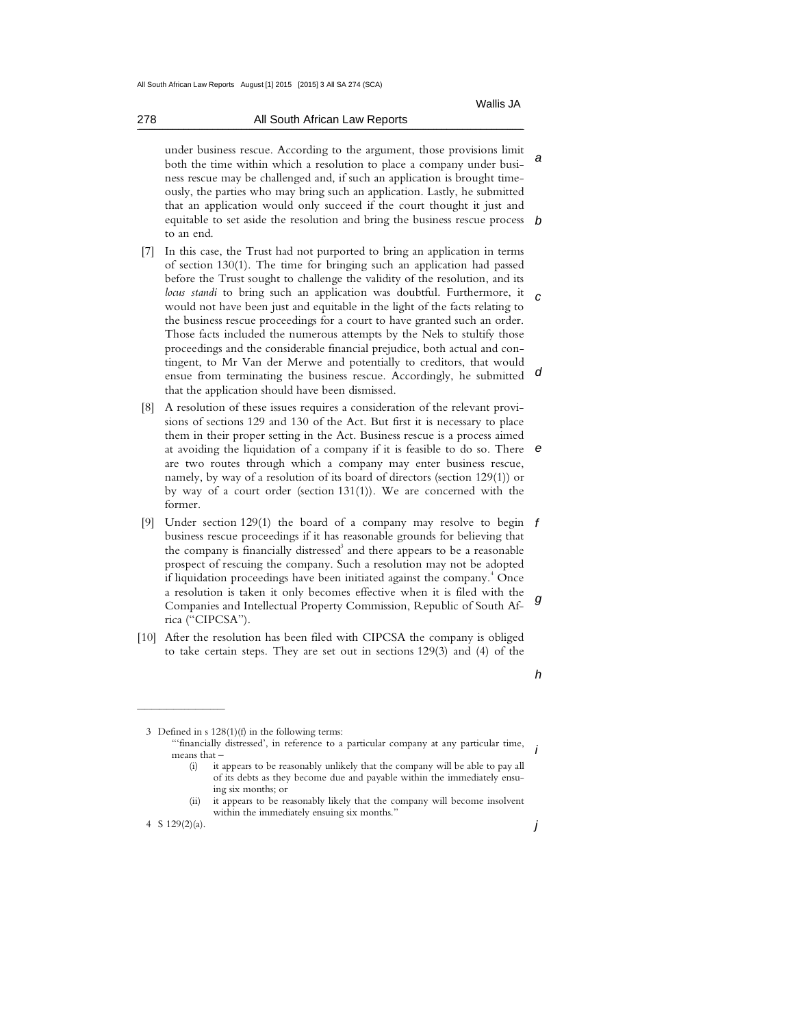under business rescue. According to the argument, those provisions limit both the time within which a resolution to place a company under business rescue may be challenged and, if such an application is brought timeously, the parties who may bring such an application. Lastly, he submitted that an application would only succeed if the court thought it just and equitable to set aside the resolution and bring the business rescue process to an end.

[7] In this case, the Trust had not purported to bring an application in terms of section 130(1). The time for bringing such an application had passed before the Trust sought to challenge the validity of the resolution, and its *locus standi* to bring such an application was doubtful. Furthermore, it would not have been just and equitable in the light of the facts relating to the business rescue proceedings for a court to have granted such an order. Those facts included the numerous attempts by the Nels to stultify those proceedings and the considerable financial prejudice, both actual and contingent, to Mr Van der Merwe and potentially to creditors, that would ensue from terminating the business rescue. Accordingly, he submitted that the application should have been dismissed.

[8] A resolution of these issues requires a consideration of the relevant provisions of sections 129 and 130 of the Act. But first it is necessary to place them in their proper setting in the Act. Business rescue is a process aimed at avoiding the liquidation of a company if it is feasible to do so. There are two routes through which a company may enter business rescue, namely, by way of a resolution of its board of directors (section 129(1)) or by way of a court order (section 131(1)). We are concerned with the former.

[9] Under section 129(1) the board of a company may resolve to begin business rescue proceedings if it has reasonable grounds for believing that the company is financially distressed[3] and there appears to be a reasonable prospect of rescuing the company. Such a resolution may not be adopted if liquidation proceedings have been initiated against the company.[4] Once a resolution is taken it only becomes effective when it is filed with the Companies and Intellectual Property Commission, Republic of South Africa ("CIPCSA").

[10] After the resolution has been filed with CIPCSA the company is obliged to take certain steps. They are set out in sections 129(3) and (4) of the

---

3 Defined in s 128(1)(f) in the following terms:

"'financially distressed', in reference to a particular company at any particular time, means that –

(i) it appears to be reasonably unlikely that the company will be able to pay all of its debts as they become due and payable within the immediately ensuing six months; or

(ii) it appears to be reasonably likely that the company will become insolvent within the immediately ensuing six months."

4 S 129(2)(a).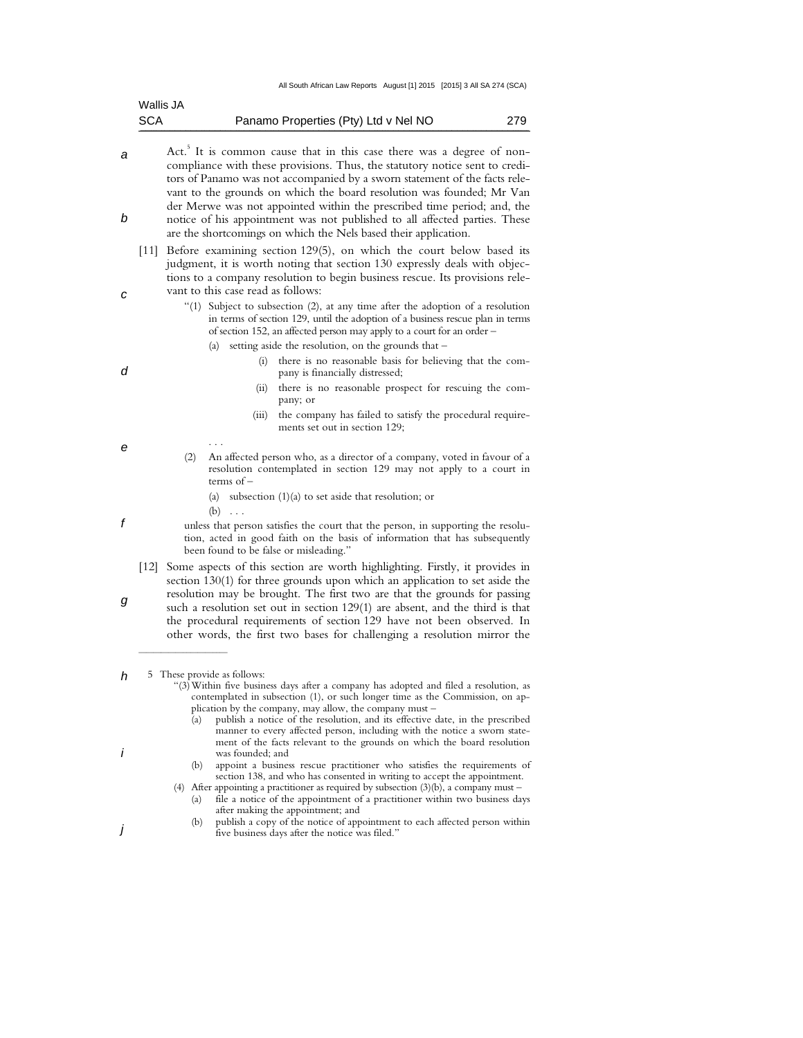Act.[5] It is common cause that in this case there was a degree of non-compliance with these provisions. Thus, the statutory notice sent to creditors of Panamo was not accompanied by a sworn statement of the facts relevant to the grounds on which the board resolution was founded; Mr Van der Merwe was not appointed within the prescribed time period; and, the notice of his appointment was not published to all affected parties. These are the shortcomings on which the Nels based their application.

[11] Before examining section 129(5), on which the court below based its judgment, it is worth noting that section 130 expressly deals with objections to a company resolution to begin business rescue. Its provisions relevant to this case read as follows:

> "(1) Subject to subsection (2), at any time after the adoption of a resolution in terms of section 129, until the adoption of a business rescue plan in terms of section 152, an affected person may apply to a court for an order –
>
> (a) setting aside the resolution, on the grounds that –
>
> (i) there is no reasonable basis for believing that the company is financially distressed;
>
> (ii) there is no reasonable prospect for rescuing the company; or
>
> (iii) the company has failed to satisfy the procedural requirements set out in section 129;
>
> . . .
>
> (2) An affected person who, as a director of a company, voted in favour of a resolution contemplated in section 129 may not apply to a court in terms of –
>
> (a) subsection (1)(a) to set aside that resolution; or
>
> (b) . . .
>
> unless that person satisfies the court that the person, in supporting the resolution, acted in good faith on the basis of information that has subsequently been found to be false or misleading."

[12] Some aspects of this section are worth highlighting. Firstly, it provides in section 130(1) for three grounds upon which an application to set aside the resolution may be brought. The first two are that the grounds for passing such a resolution set out in section 129(1) are absent, and the third is that the procedural requirements of section 129 have not been observed. In other words, the first two bases for challenging a resolution mirror the

---

5 These provide as follows:

> "(3) Within five business days after a company has adopted and filed a resolution, as contemplated in subsection (1), or such longer time as the Commission, on application by the company, may allow, the company must –
>
> (a) publish a notice of the resolution, and its effective date, in the prescribed manner to every affected person, including with the notice a sworn statement of the facts relevant to the grounds on which the board resolution was founded; and
>
> (b) appoint a business rescue practitioner who satisfies the requirements of section 138, and who has consented in writing to accept the appointment.
>
> (4) After appointing a practitioner as required by subsection (3)(b), a company must –
>
> (a) file a notice of the appointment of a practitioner within two business days after making the appointment; and
>
> (b) publish a copy of the notice of appointment to each affected person within five business days after the notice was filed."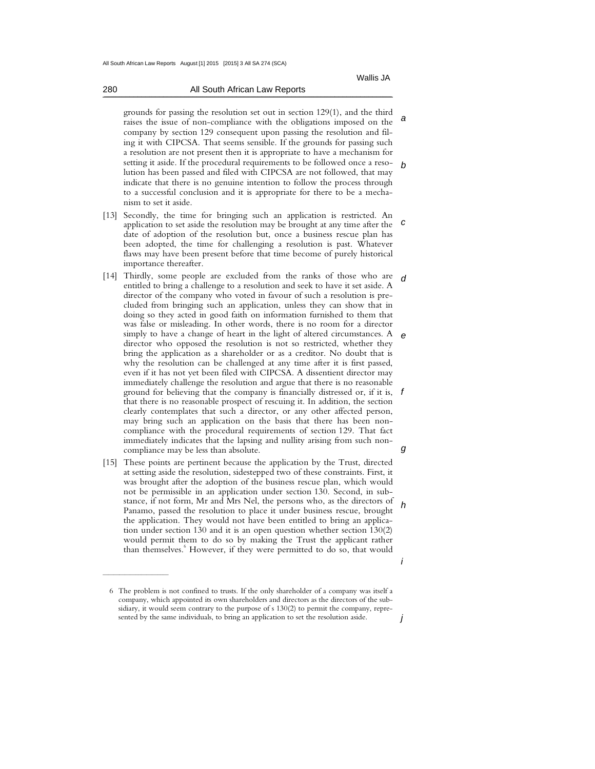grounds for passing the resolution set out in section 129(1), and the third raises the issue of non-compliance with the obligations imposed on the company by section 129 consequent upon passing the resolution and filing it with CIPCSA. That seems sensible. If the grounds for passing such a resolution are not present then it is appropriate to have a mechanism for setting it aside. If the procedural requirements to be followed once a resolution has been passed and filed with CIPCSA are not followed, that may indicate that there is no genuine intention to follow the process through to a successful conclusion and it is appropriate for there to be a mechanism to set it aside.

[13] Secondly, the time for bringing such an application is restricted. An application to set aside the resolution may be brought at any time after the date of adoption of the resolution but, once a business rescue plan has been adopted, the time for challenging a resolution is past. Whatever flaws may have been present before that time become of purely historical importance thereafter.

[14] Thirdly, some people are excluded from the ranks of those who are entitled to bring a challenge to a resolution and seek to have it set aside. A director of the company who voted in favour of such a resolution is precluded from bringing such an application, unless they can show that in doing so they acted in good faith on information furnished to them that was false or misleading. In other words, there is no room for a director simply to have a change of heart in the light of altered circumstances. A director who opposed the resolution is not so restricted, whether they bring the application as a shareholder or as a creditor. No doubt that is why the resolution can be challenged at any time after it is first passed, even if it has not yet been filed with CIPCSA. A dissentient director may immediately challenge the resolution and argue that there is no reasonable ground for believing that the company is financially distressed or, if it is, that there is no reasonable prospect of rescuing it. In addition, the section clearly contemplates that such a director, or any other affected person, may bring such an application on the basis that there has been non-compliance with the procedural requirements of section 129. That fact immediately indicates that the lapsing and nullity arising from such non-compliance may be less than absolute.

[15] These points are pertinent because the application by the Trust, directed at setting aside the resolution, sidestepped two of these constraints. First, it was brought after the adoption of the business rescue plan, which would not be permissible in an application under section 130. Second, in substance, if not form, Mr and Mrs Nel, the persons who, as the directors of Panamo, passed the resolution to place it under business rescue, brought the application. They would not have been entitled to bring an application under section 130 and it is an open question whether section 130(2) would permit them to do so by making the Trust the applicant rather than themselves.[6] However, if they were permitted to do so, that would

---

6 The problem is not confined to trusts. If the only shareholder of a company was itself a company, which appointed its own shareholders and directors as the directors of the subsidiary, it would seem contrary to the purpose of s 130(2) to permit the company, represented by the same individuals, to bring an application to set the resolution aside.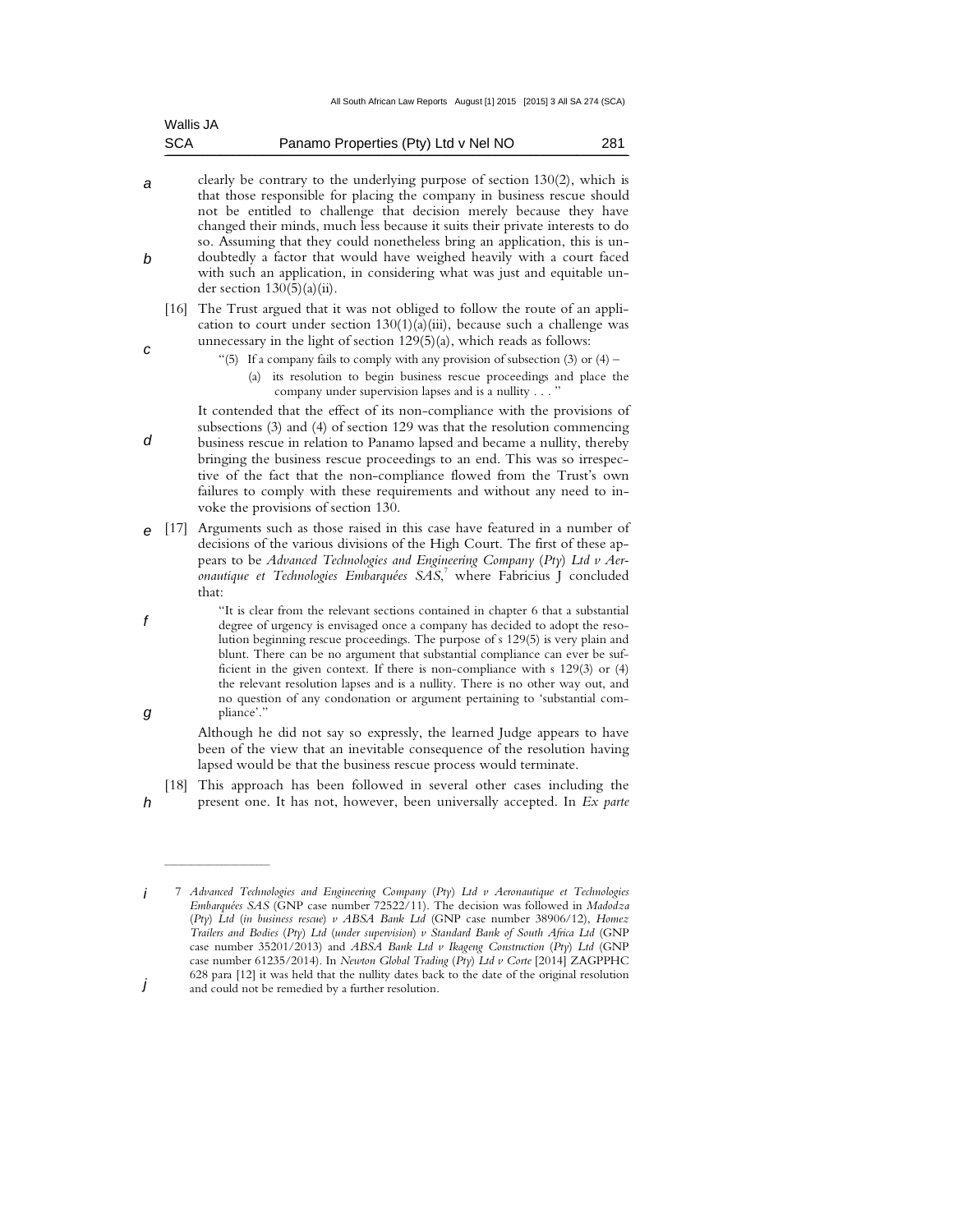clearly be contrary to the underlying purpose of section 130(2), which is that those responsible for placing the company in business rescue should not be entitled to challenge that decision merely because they have changed their minds, much less because it suits their private interests to do so. Assuming that they could nonetheless bring an application, this is undoubtedly a factor that would have weighed heavily with a court faced with such an application, in considering what was just and equitable under section 130(5)(a)(ii).

[16] The Trust argued that it was not obliged to follow the route of an application to court under section 130(1)(a)(iii), because such a challenge was unnecessary in the light of section 129(5)(a), which reads as follows:

> "(5) If a company fails to comply with any provision of subsection (3) or (4) –
>
> (a) its resolution to begin business rescue proceedings and place the company under supervision lapses and is a nullity . . . "

It contended that the effect of its non-compliance with the provisions of subsections (3) and (4) of section 129 was that the resolution commencing business rescue in relation to Panamo lapsed and became a nullity, thereby bringing the business rescue proceedings to an end. This was so irrespective of the fact that the non-compliance flowed from the Trust's own failures to comply with these requirements and without any need to invoke the provisions of section 130.

[17] Arguments such as those raised in this case have featured in a number of decisions of the various divisions of the High Court. The first of these appears to be *Advanced Technologies and Engineering Company (Pty) Ltd v Aeronautique et Technologies Embarquées SAS*,[7] where Fabricius J concluded that:

> "It is clear from the relevant sections contained in chapter 6 that a substantial degree of urgency is envisaged once a company has decided to adopt the resolution beginning rescue proceedings. The purpose of s 129(5) is very plain and blunt. There can be no argument that substantial compliance can ever be sufficient in the given context. If there is non-compliance with s 129(3) or (4) the relevant resolution lapses and is a nullity. There is no other way out, and no question of any condonation or argument pertaining to 'substantial compliance'."

Although he did not say so expressly, the learned Judge appears to have been of the view that an inevitable consequence of the resolution having lapsed would be that the business rescue process would terminate.

[18] This approach has been followed in several other cases including the present one. It has not, however, been universally accepted. In *Ex parte*

---

7 *Advanced Technologies and Engineering Company (Pty) Ltd v Aeronautique et Technologies Embarquées SAS* (GNP case number 72522/11). The decision was followed in *Madodza (Pty) Ltd (in business rescue) v ABSA Bank Ltd* (GNP case number 38906/12), *Homez Trailers and Bodies (Pty) Ltd (under supervision) v Standard Bank of South Africa Ltd* (GNP case number 35201/2013) and *ABSA Bank Ltd v Ikageng Construction (Pty) Ltd* (GNP case number 61235/2014). In *Newton Global Trading (Pty) Ltd v Corte* [2014] ZAGPPHC 628 para [12] it was held that the nullity dates back to the date of the original resolution and could not be remedied by a further resolution.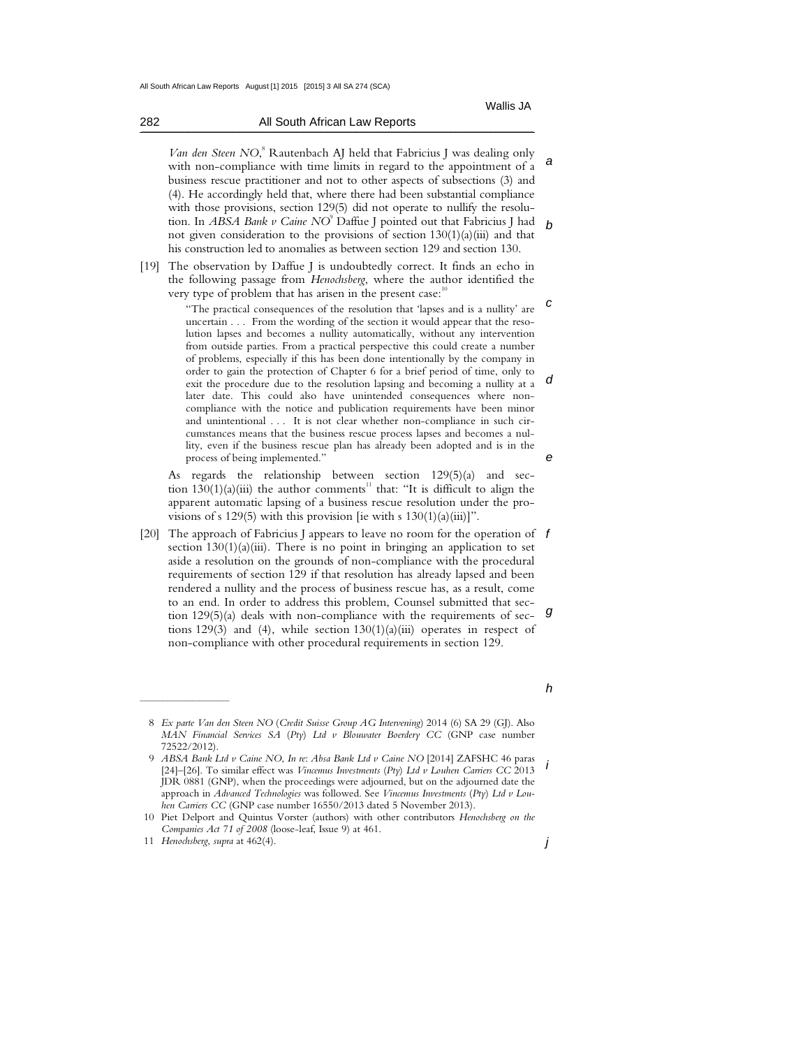*Van den Steen NO*,[8] Rautenbach AJ held that Fabricius J was dealing only with non-compliance with time limits in regard to the appointment of a business rescue practitioner and not to other aspects of subsections (3) and (4). He accordingly held that, where there had been substantial compliance with those provisions, section 129(5) did not operate to nullify the resolution. In *ABSA Bank v Caine NO*[9] Daffue J pointed out that Fabricius J had not given consideration to the provisions of section 130(1)(a)(iii) and that his construction led to anomalies as between section 129 and section 130.

[19] The observation by Daffue J is undoubtedly correct. It finds an echo in the following passage from *Henochsberg*, where the author identified the very type of problem that has arisen in the present case:[10]

> "The practical consequences of the resolution that 'lapses and is a nullity' are uncertain . . . From the wording of the section it would appear that the resolution lapses and becomes a nullity automatically, without any intervention from outside parties. From a practical perspective this could create a number of problems, especially if this has been done intentionally by the company in order to gain the protection of Chapter 6 for a brief period of time, only to exit the procedure due to the resolution lapsing and becoming a nullity at a later date. This could also have unintended consequences where non-compliance with the notice and publication requirements have been minor and unintentional . . . It is not clear whether non-compliance in such circumstances means that the business rescue process lapses and becomes a nullity, even if the business rescue plan has already been adopted and is in the process of being implemented."

As regards the relationship between section 129(5)(a) and section 130(1)(a)(iii) the author comments[11] that: "It is difficult to align the apparent automatic lapsing of a business rescue resolution under the provisions of s 129(5) with this provision [ie with s 130(1)(a)(iii)]".

[20] The approach of Fabricius J appears to leave no room for the operation of section 130(1)(a)(iii). There is no point in bringing an application to set aside a resolution on the grounds of non-compliance with the procedural requirements of section 129 if that resolution has already lapsed and been rendered a nullity and the process of business rescue has, as a result, come to an end. In order to address this problem, Counsel submitted that section 129(5)(a) deals with non-compliance with the requirements of sections 129(3) and (4), while section 130(1)(a)(iii) operates in respect of non-compliance with other procedural requirements in section 129.

---

8 *Ex parte Van den Steen NO* (*Credit Suisse Group AG Intervening*) 2014 (6) SA 29 (GJ). Also *MAN Financial Services SA* (*Pty*) *Ltd v Blouwater Boerdery CC* (GNP case number 72522/2012).

9 *ABSA Bank Ltd v Caine NO, In re*: *Absa Bank Ltd v Caine NO* [2014] ZAFSHC 46 paras [24]–[26]. To similar effect was *Vincemus Investments* (*Pty*) *Ltd v Louhen Carriers CC* 2013 JDR 0881 (GNP), when the proceedings were adjourned, but on the adjourned date the approach in *Advanced Technologies* was followed. See *Vincemus Investments* (*Pty*) *Ltd v Louhen Carriers CC* (GNP case number 16550/2013 dated 5 November 2013).

10 Piet Delport and Quintus Vorster (authors) with other contributors *Henochsberg on the Companies Act 71 of 2008* (loose-leaf, Issue 9) at 461.

11 *Henochsberg*, *supra* at 462(4).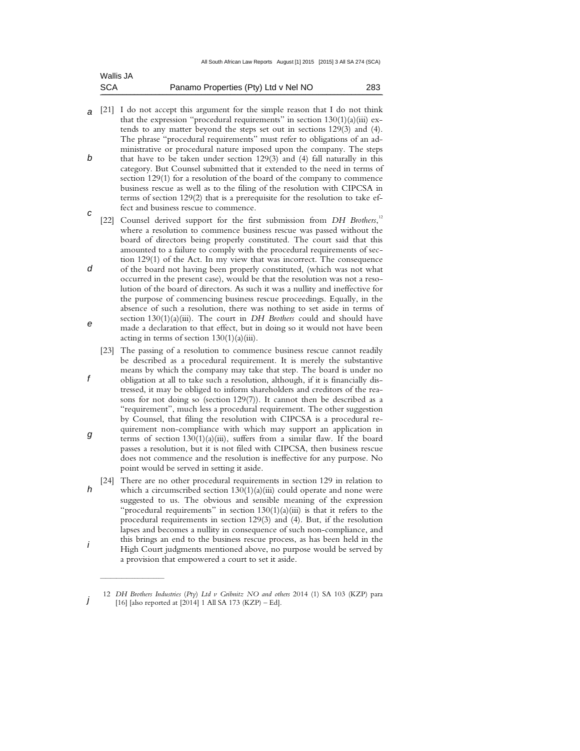[21] I do not accept this argument for the simple reason that I do not think that the expression "procedural requirements" in section 130(1)(a)(iii) extends to any matter beyond the steps set out in sections 129(3) and (4). The phrase "procedural requirements" must refer to obligations of an administrative or procedural nature imposed upon the company. The steps that have to be taken under section 129(3) and (4) fall naturally in this category. But Counsel submitted that it extended to the need in terms of section 129(1) for a resolution of the board of the company to commence business rescue as well as to the filing of the resolution with CIPCSA in terms of section 129(2) that is a prerequisite for the resolution to take effect and business rescue to commence.

[22] Counsel derived support for the first submission from *DH Brothers*,[12] where a resolution to commence business rescue was passed without the board of directors being properly constituted. The court said that this amounted to a failure to comply with the procedural requirements of section 129(1) of the Act. In my view that was incorrect. The consequence of the board not having been properly constituted, (which was not what occurred in the present case), would be that the resolution was not a resolution of the board of directors. As such it was a nullity and ineffective for the purpose of commencing business rescue proceedings. Equally, in the absence of such a resolution, there was nothing to set aside in terms of section 130(1)(a)(iii). The court in *DH Brothers* could and should have made a declaration to that effect, but in doing so it would not have been acting in terms of section 130(1)(a)(iii).

[23] The passing of a resolution to commence business rescue cannot readily be described as a procedural requirement. It is merely the substantive means by which the company may take that step. The board is under no obligation at all to take such a resolution, although, if it is financially distressed, it may be obliged to inform shareholders and creditors of the reasons for not doing so (section 129(7)). It cannot then be described as a "requirement", much less a procedural requirement. The other suggestion by Counsel, that filing the resolution with CIPCSA is a procedural requirement non-compliance with which may support an application in terms of section 130(1)(a)(iii), suffers from a similar flaw. If the board passes a resolution, but it is not filed with CIPCSA, then business rescue does not commence and the resolution is ineffective for any purpose. No point would be served in setting it aside.

[24] There are no other procedural requirements in section 129 in relation to which a circumscribed section 130(1)(a)(iii) could operate and none were suggested to us. The obvious and sensible meaning of the expression "procedural requirements" in section 130(1)(a)(iii) is that it refers to the procedural requirements in section 129(3) and (4). But, if the resolution lapses and becomes a nullity in consequence of such non-compliance, and this brings an end to the business rescue process, as has been held in the High Court judgments mentioned above, no purpose would be served by a provision that empowered a court to set it aside.

---

12 *DH Brothers Industries (Pty) Ltd v Gribnitz NO and others* 2014 (1) SA 103 (KZP) para [16] [also reported at [2014] 1 All SA 173 (KZP) – Ed].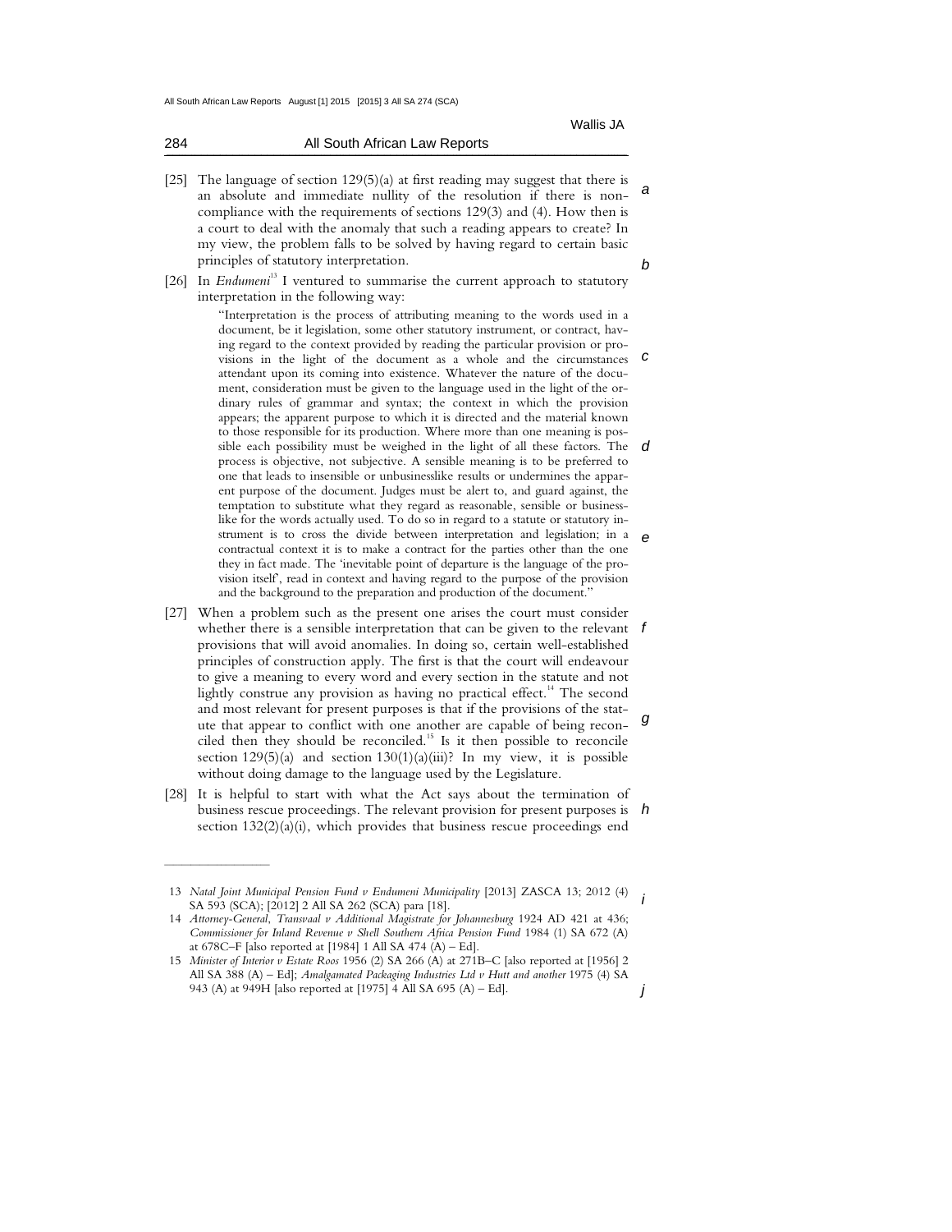[25] The language of section 129(5)(a) at first reading may suggest that there is an absolute and immediate nullity of the resolution if there is non-compliance with the requirements of sections 129(3) and (4). How then is a court to deal with the anomaly that such a reading appears to create? In my view, the problem falls to be solved by having regard to certain basic principles of statutory interpretation.

[26] In *Endumeni*[13] I ventured to summarise the current approach to statutory interpretation in the following way:

> "Interpretation is the process of attributing meaning to the words used in a document, be it legislation, some other statutory instrument, or contract, having regard to the context provided by reading the particular provision or provisions in the light of the document as a whole and the circumstances attendant upon its coming into existence. Whatever the nature of the document, consideration must be given to the language used in the light of the ordinary rules of grammar and syntax; the context in which the provision appears; the apparent purpose to which it is directed and the material known to those responsible for its production. Where more than one meaning is possible each possibility must be weighed in the light of all these factors. The process is objective, not subjective. A sensible meaning is to be preferred to one that leads to insensible or unbusinesslike results or undermines the apparent purpose of the document. Judges must be alert to, and guard against, the temptation to substitute what they regard as reasonable, sensible or businesslike for the words actually used. To do so in regard to a statute or statutory instrument is to cross the divide between interpretation and legislation; in a contractual context it is to make a contract for the parties other than the one they in fact made. The 'inevitable point of departure is the language of the provision itself', read in context and having regard to the purpose of the provision and the background to the preparation and production of the document."

[27] When a problem such as the present one arises the court must consider whether there is a sensible interpretation that can be given to the relevant provisions that will avoid anomalies. In doing so, certain well-established principles of construction apply. The first is that the court will endeavour to give a meaning to every word and every section in the statute and not lightly construe any provision as having no practical effect.[14] The second and most relevant for present purposes is that if the provisions of the statute that appear to conflict with one another are capable of being reconciled then they should be reconciled.[15] Is it then possible to reconcile section 129(5)(a) and section 130(1)(a)(iii)? In my view, it is possible without doing damage to the language used by the Legislature.

[28] It is helpful to start with what the Act says about the termination of business rescue proceedings. The relevant provision for present purposes is section 132(2)(a)(i), which provides that business rescue proceedings end

---

13 *Natal Joint Municipal Pension Fund v Endumeni Municipality* [2013] ZASCA 13; 2012 (4) SA 593 (SCA); [2012] 2 All SA 262 (SCA) para [18].

14 *Attorney-General, Transvaal v Additional Magistrate for Johannesburg* 1924 AD 421 at 436; *Commissioner for Inland Revenue v Shell Southern Africa Pension Fund* 1984 (1) SA 672 (A) at 678C–F [also reported at [1984] 1 All SA 474 (A) – Ed].

15 *Minister of Interior v Estate Roos* 1956 (2) SA 266 (A) at 271B–C [also reported at [1956] 2 All SA 388 (A) – Ed]; *Amalgamated Packaging Industries Ltd v Hutt and another* 1975 (4) SA 943 (A) at 949H [also reported at [1975] 4 All SA 695 (A) – Ed].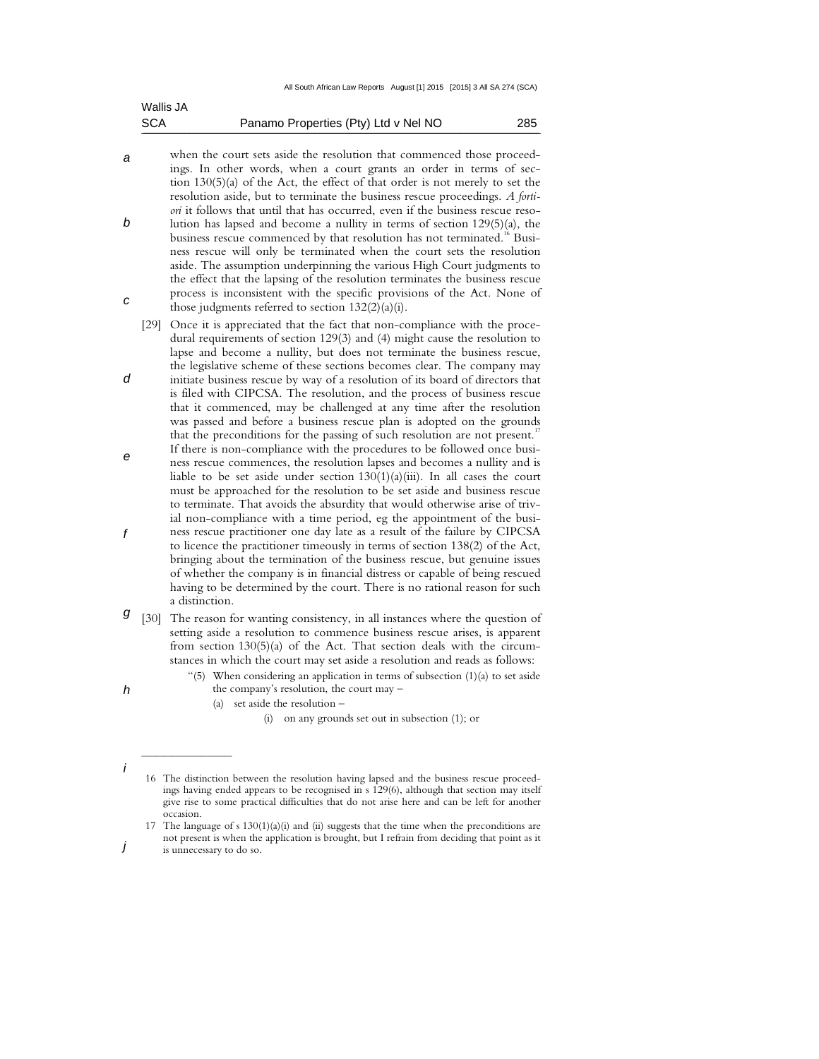when the court sets aside the resolution that commenced those proceedings. In other words, when a court grants an order in terms of section 130(5)(a) of the Act, the effect of that order is not merely to set the resolution aside, but to terminate the business rescue proceedings. *A fortiori* it follows that until that has occurred, even if the business rescue resolution has lapsed and become a nullity in terms of section 129(5)(a), the business rescue commenced by that resolution has not terminated.[16] Business rescue will only be terminated when the court sets the resolution aside. The assumption underpinning the various High Court judgments to the effect that the lapsing of the resolution terminates the business rescue process is inconsistent with the specific provisions of the Act. None of those judgments referred to section 132(2)(a)(i).

[29] Once it is appreciated that the fact that non-compliance with the procedural requirements of section 129(3) and (4) might cause the resolution to lapse and become a nullity, but does not terminate the business rescue, the legislative scheme of these sections becomes clear. The company may initiate business rescue by way of a resolution of its board of directors that is filed with CIPCSA. The resolution, and the process of business rescue that it commenced, may be challenged at any time after the resolution was passed and before a business rescue plan is adopted on the grounds that the preconditions for the passing of such resolution are not present.[17] If there is non-compliance with the procedures to be followed once business rescue commences, the resolution lapses and becomes a nullity and is liable to be set aside under section 130(1)(a)(iii). In all cases the court must be approached for the resolution to be set aside and business rescue to terminate. That avoids the absurdity that would otherwise arise of trivial non-compliance with a time period, eg the appointment of the business rescue practitioner one day late as a result of the failure by CIPCSA to licence the practitioner timeously in terms of section 138(2) of the Act, bringing about the termination of the business rescue, but genuine issues of whether the company is in financial distress or capable of being rescued having to be determined by the court. There is no rational reason for such a distinction.

[30] The reason for wanting consistency, in all instances where the question of setting aside a resolution to commence business rescue arises, is apparent from section 130(5)(a) of the Act. That section deals with the circumstances in which the court may set aside a resolution and reads as follows:

> "(5) When considering an application in terms of subsection (1)(a) to set aside the company's resolution, the court may –
>
> (a) set aside the resolution –
>
> (i) on any grounds set out in subsection (1); or

---

16 The distinction between the resolution having lapsed and the business rescue proceedings having ended appears to be recognised in s 129(6), although that section may itself give rise to some practical difficulties that do not arise here and can be left for another occasion.

17 The language of s 130(1)(a)(i) and (ii) suggests that the time when the preconditions are not present is when the application is brought, but I refrain from deciding that point as it is unnecessary to do so.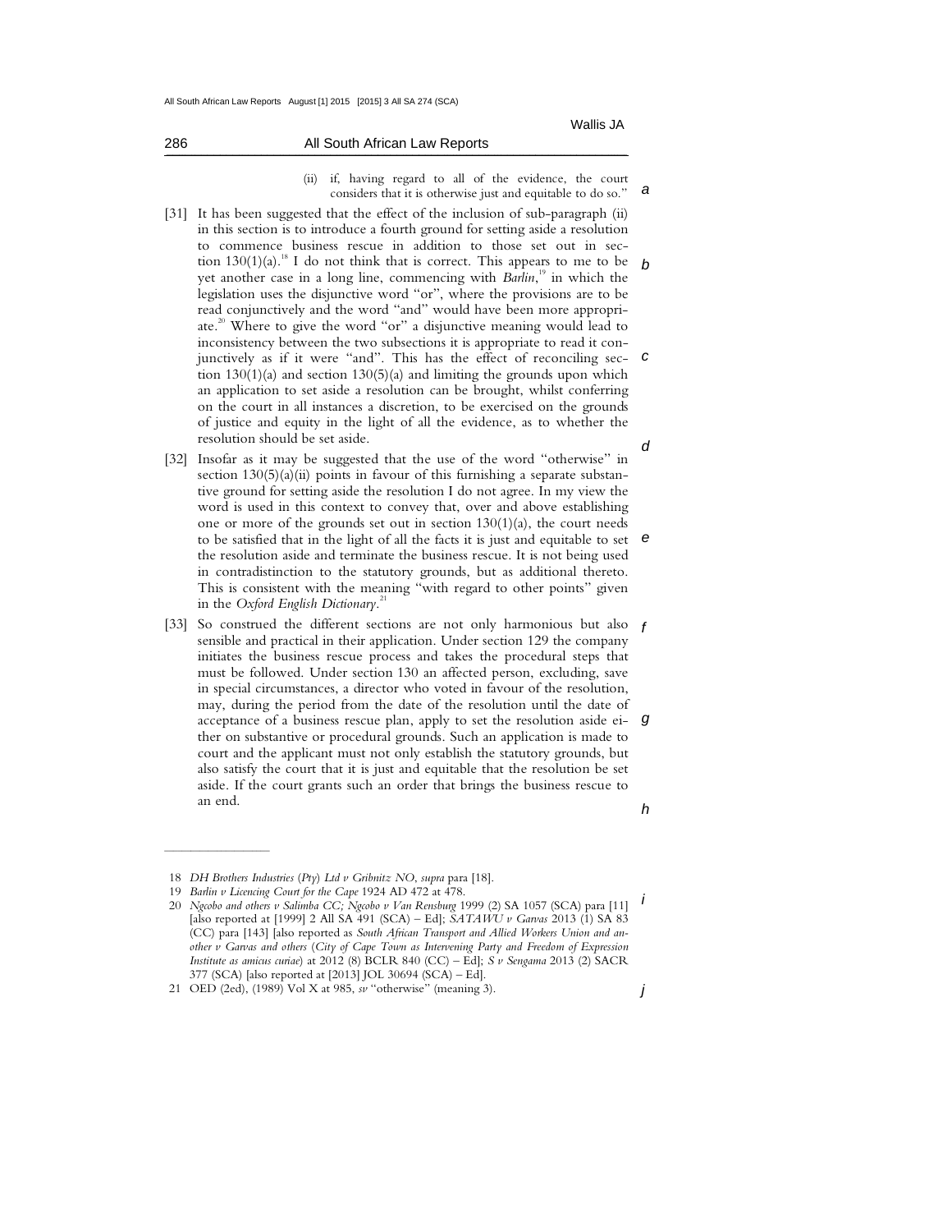(ii) if, having regard to all of the evidence, the court considers that it is otherwise just and equitable to do so."

[31] It has been suggested that the effect of the inclusion of sub-paragraph (ii) in this section is to introduce a fourth ground for setting aside a resolution to commence business rescue in addition to those set out in section 130(1)(a).[18] I do not think that is correct. This appears to me to be yet another case in a long line, commencing with *Barlin*,[19] in which the legislation uses the disjunctive word "or", where the provisions are to be read conjunctively and the word "and" would have been more appropriate.[20] Where to give the word "or" a disjunctive meaning would lead to inconsistency between the two subsections it is appropriate to read it conjunctively as if it were "and". This has the effect of reconciling section 130(1)(a) and section 130(5)(a) and limiting the grounds upon which an application to set aside a resolution can be brought, whilst conferring on the court in all instances a discretion, to be exercised on the grounds of justice and equity in the light of all the evidence, as to whether the resolution should be set aside.

[32] Insofar as it may be suggested that the use of the word "otherwise" in section 130(5)(a)(ii) points in favour of this furnishing a separate substantive ground for setting aside the resolution I do not agree. In my view the word is used in this context to convey that, over and above establishing one or more of the grounds set out in section 130(1)(a), the court needs to be satisfied that in the light of all the facts it is just and equitable to set the resolution aside and terminate the business rescue. It is not being used in contradistinction to the statutory grounds, but as additional thereto. This is consistent with the meaning "with regard to other points" given in the *Oxford English Dictionary*.[21]

[33] So construed the different sections are not only harmonious but also sensible and practical in their application. Under section 129 the company initiates the business rescue process and takes the procedural steps that must be followed. Under section 130 an affected person, excluding, save in special circumstances, a director who voted in favour of the resolution, may, during the period from the date of the resolution until the date of acceptance of a business rescue plan, apply to set the resolution aside either on substantive or procedural grounds. Such an application is made to court and the applicant must not only establish the statutory grounds, but also satisfy the court that it is just and equitable that the resolution be set aside. If the court grants such an order that brings the business rescue to an end.

---

18 *DH Brothers Industries (Pty) Ltd v Gribnitz NO*, *supra* para [18].

19 *Barlin v Licencing Court for the Cape* 1924 AD 472 at 478.

20 *Ngcobo and others v Salimba CC; Ngcobo v Van Rensburg* 1999 (2) SA 1057 (SCA) para [11] [also reported at [1999] 2 All SA 491 (SCA) – Ed]; *SATAWU v Garvas* 2013 (1) SA 83 (CC) para [143] [also reported as *South African Transport and Allied Workers Union and another v Garvas and others (City of Cape Town as Intervening Party and Freedom of Expression Institute as amicus curiae)* at 2012 (8) BCLR 840 (CC) – Ed]; *S v Sengama* 2013 (2) SACR 377 (SCA) [also reported at [2013] JOL 30694 (SCA) – Ed].

21 OED (2ed), (1989) Vol X at 985, *sv* "otherwise" (meaning 3).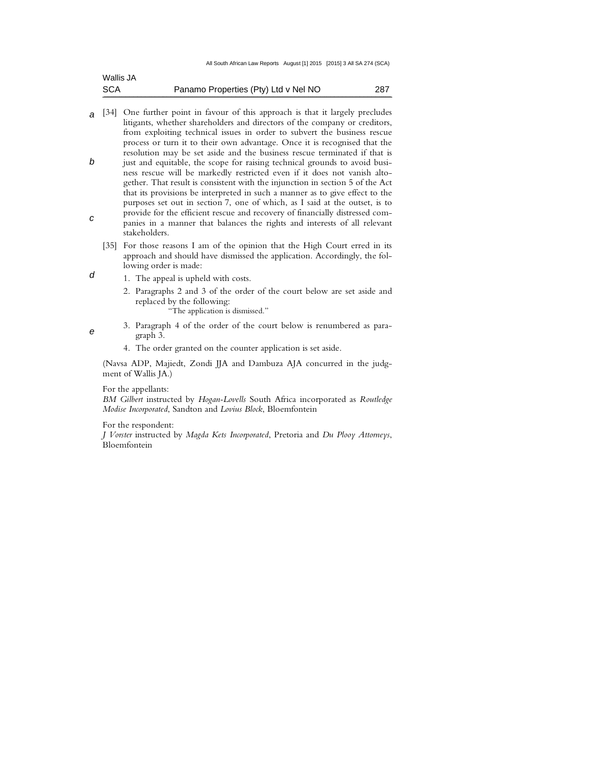[34] One further point in favour of this approach is that it largely precludes litigants, whether shareholders and directors of the company or creditors, from exploiting technical issues in order to subvert the business rescue process or turn it to their own advantage. Once it is recognised that the resolution may be set aside and the business rescue terminated if that is just and equitable, the scope for raising technical grounds to avoid business rescue will be markedly restricted even if it does not vanish altogether. That result is consistent with the injunction in section 5 of the Act that its provisions be interpreted in such a manner as to give effect to the purposes set out in section 7, one of which, as I said at the outset, is to provide for the efficient rescue and recovery of financially distressed companies in a manner that balances the rights and interests of all relevant stakeholders.

[35] For those reasons I am of the opinion that the High Court erred in its approach and should have dismissed the application. Accordingly, the following order is made:

1. The appeal is upheld with costs.
2. Paragraphs 2 and 3 of the order of the court below are set aside and replaced by the following:
   "The application is dismissed."
3. Paragraph 4 of the order of the court below is renumbered as paragraph 3.
4. The order granted on the counter application is set aside.

(Navsa ADP, Majiedt, Zondi JJA and Dambuza AJA concurred in the judgment of Wallis JA.)

For the appellants:
*BM Gilbert* instructed by *Hogan-Lovells* South Africa incorporated as *Routledge Modise Incorporated*, Sandton and *Lovius Block*, Bloemfontein

For the respondent:
*J Vorster* instructed by *Magda Kets Incorporated*, Pretoria and *Du Plooy Attorneys*, Bloemfontein